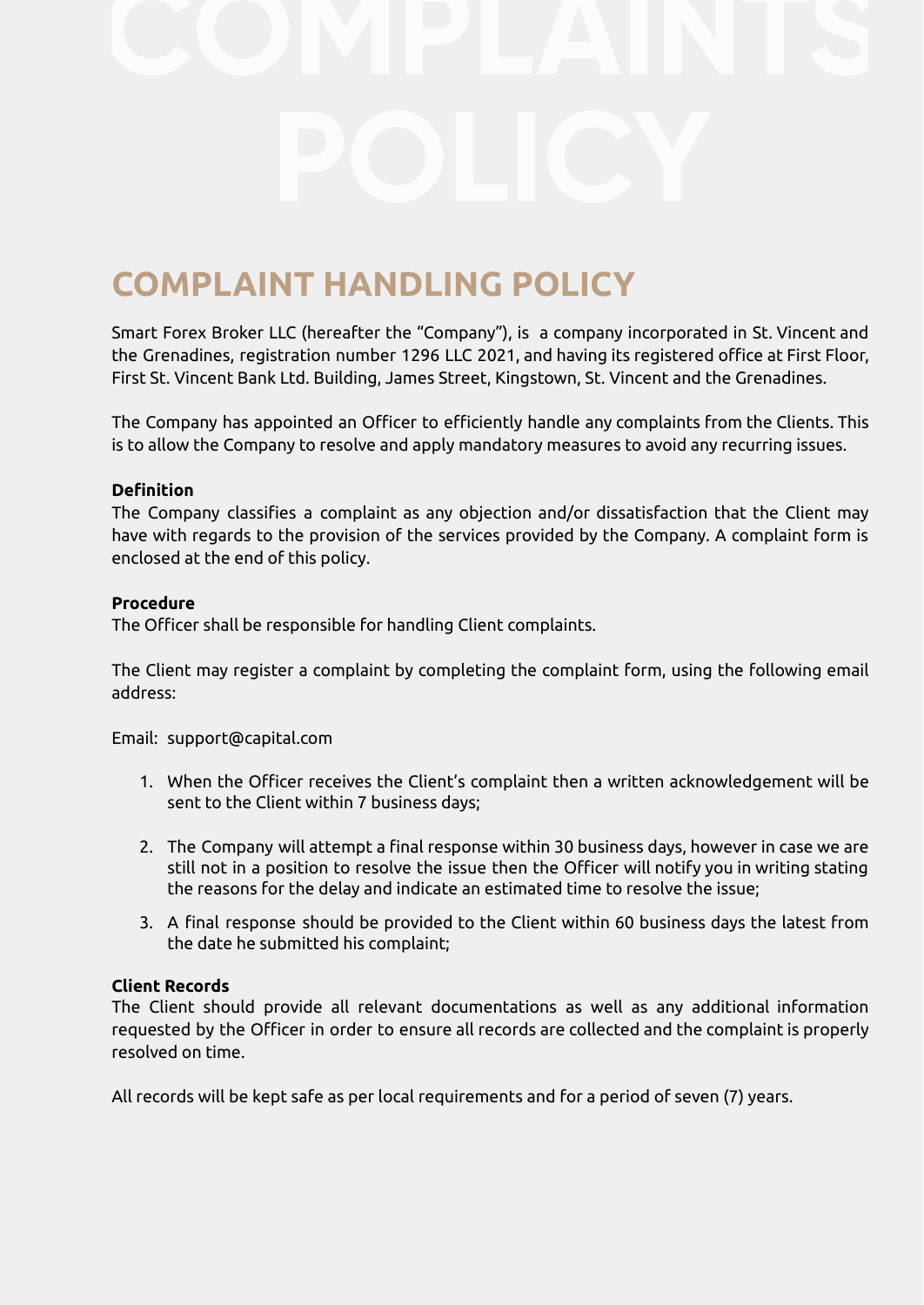# COMPLAINTS POLICY

## COMPLAINT HANDLING POLICY

Smart Forex Broker LLC (hereafter the "Company"), is a company incorporated in St. Vincent and the Grenadines, registration number 1296 LLC 2021, and having its registered office at First Floor, First St. Vincent Bank Ltd. Building, James Street, Kingstown, St. Vincent and the Grenadines.

The Company has appointed an Officer to efficiently handle any complaints from the Clients. This is to allow the Company to resolve and apply mandatory measures to avoid any recurring issues.

**Definition**

The Company classifies a complaint as any objection and/or dissatisfaction that the Client may have with regards to the provision of the services provided by the Company. A complaint form is enclosed at the end of this policy.

**Procedure**

The Officer shall be responsible for handling Client complaints.

The Client may register a complaint by completing the complaint form, using the following email address:

Email: support@capital.com

1. When the Officer receives the Client's complaint then a written acknowledgement will be sent to the Client within 7 business days;
2. The Company will attempt a final response within 30 business days, however in case we are still not in a position to resolve the issue then the Officer will notify you in writing stating the reasons for the delay and indicate an estimated time to resolve the issue;
3. A final response should be provided to the Client within 60 business days the latest from the date he submitted his complaint;

**Client Records**

The Client should provide all relevant documentations as well as any additional information requested by the Officer in order to ensure all records are collected and the complaint is properly resolved on time.

All records will be kept safe as per local requirements and for a period of seven (7) years.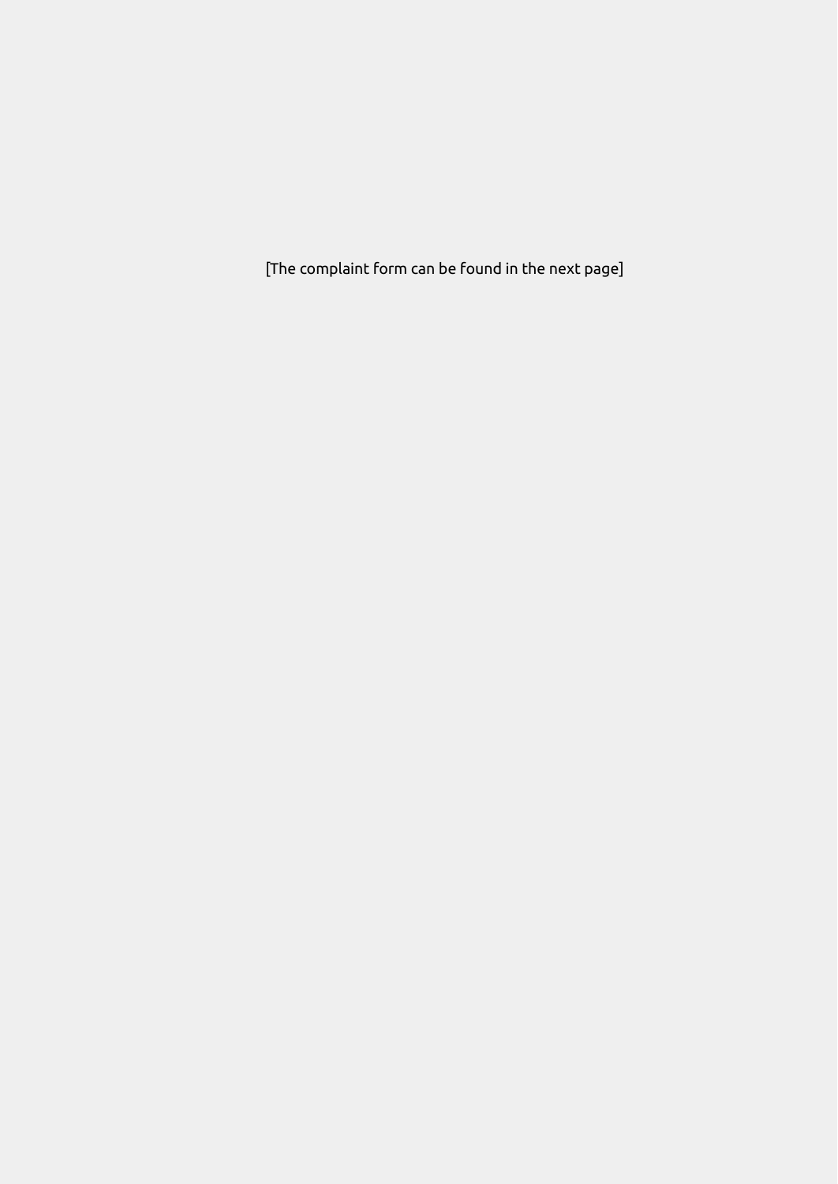[The complaint form can be found in the next page]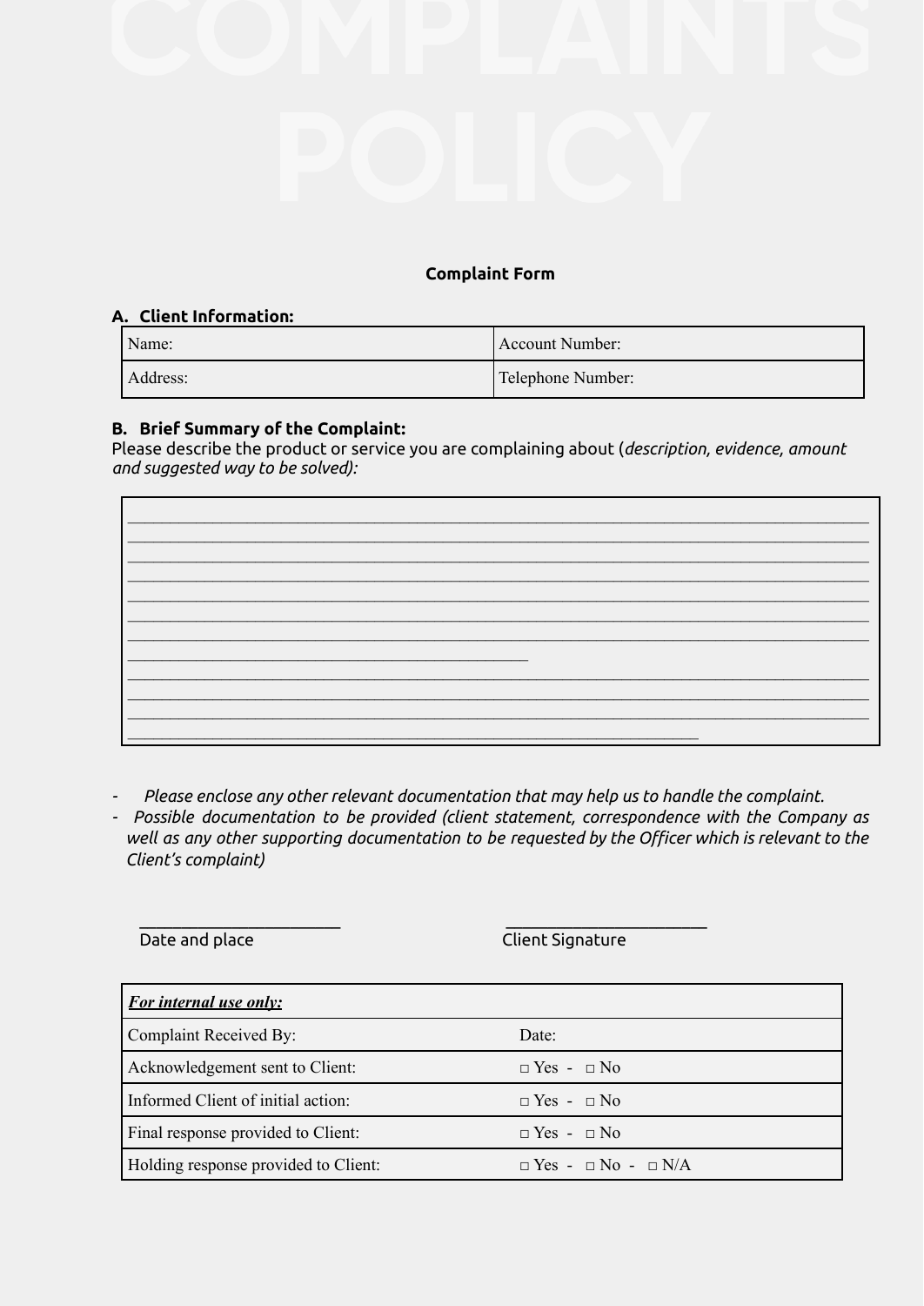**Complaint Form**

**A. Client Information:**

| Name: | Account Number: |
|---|---|
| Address: | Telephone Number: |

**B. Brief Summary of the Complaint:**

Please describe the product or service you are complaining about (*description, evidence, amount and suggested way to be solved):*

______________________________________________________________________________
______________________________________________________________________________
______________________________________________________________________________
______________________________________________________________________________
______________________________________________________________________________
______________________________________________________________________________
______________________________________________________________________________
________________________________________
______________________________________________________________________________
______________________________________________________________________________
______________________________________________________________________________
__________________________________________________________

- *Please enclose any other relevant documentation that may help us to handle the complaint.*
- *Possible documentation to be provided (client statement, correspondence with the Company as well as any other supporting documentation to be requested by the Officer which is relevant to the Client's complaint)*

______________________ ______________________
Date and place Client Signature

| ***For internal use only:*** | |
|---|---|
| Complaint Received By: | Date: |
| Acknowledgement sent to Client: | □ Yes - □ No |
| Informed Client of initial action: | □ Yes - □ No |
| Final response provided to Client: | □ Yes - □ No |
| Holding response provided to Client: | □ Yes - □ No - □ N/A |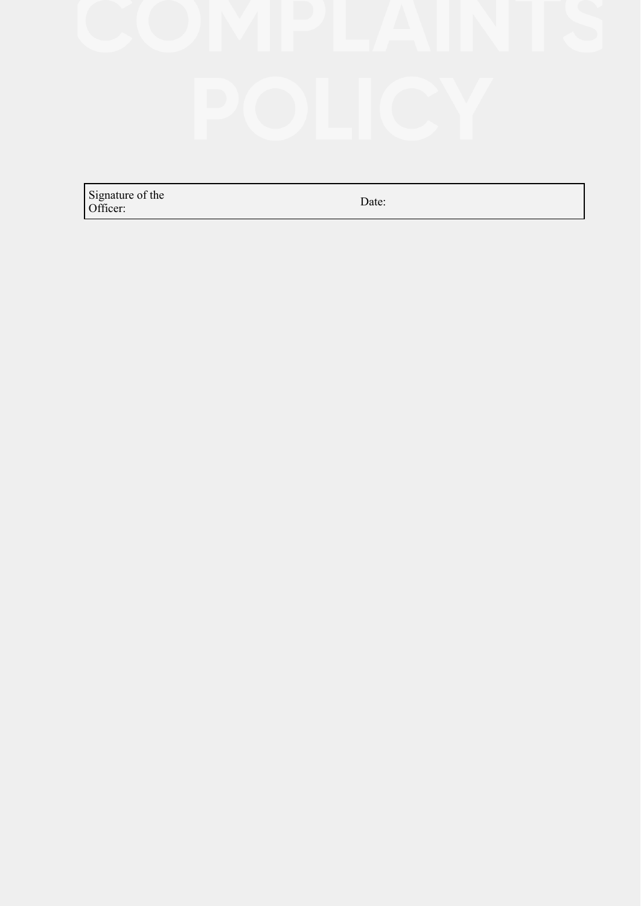| | |
|---|---|
| Signature of the Officer: | Date: |